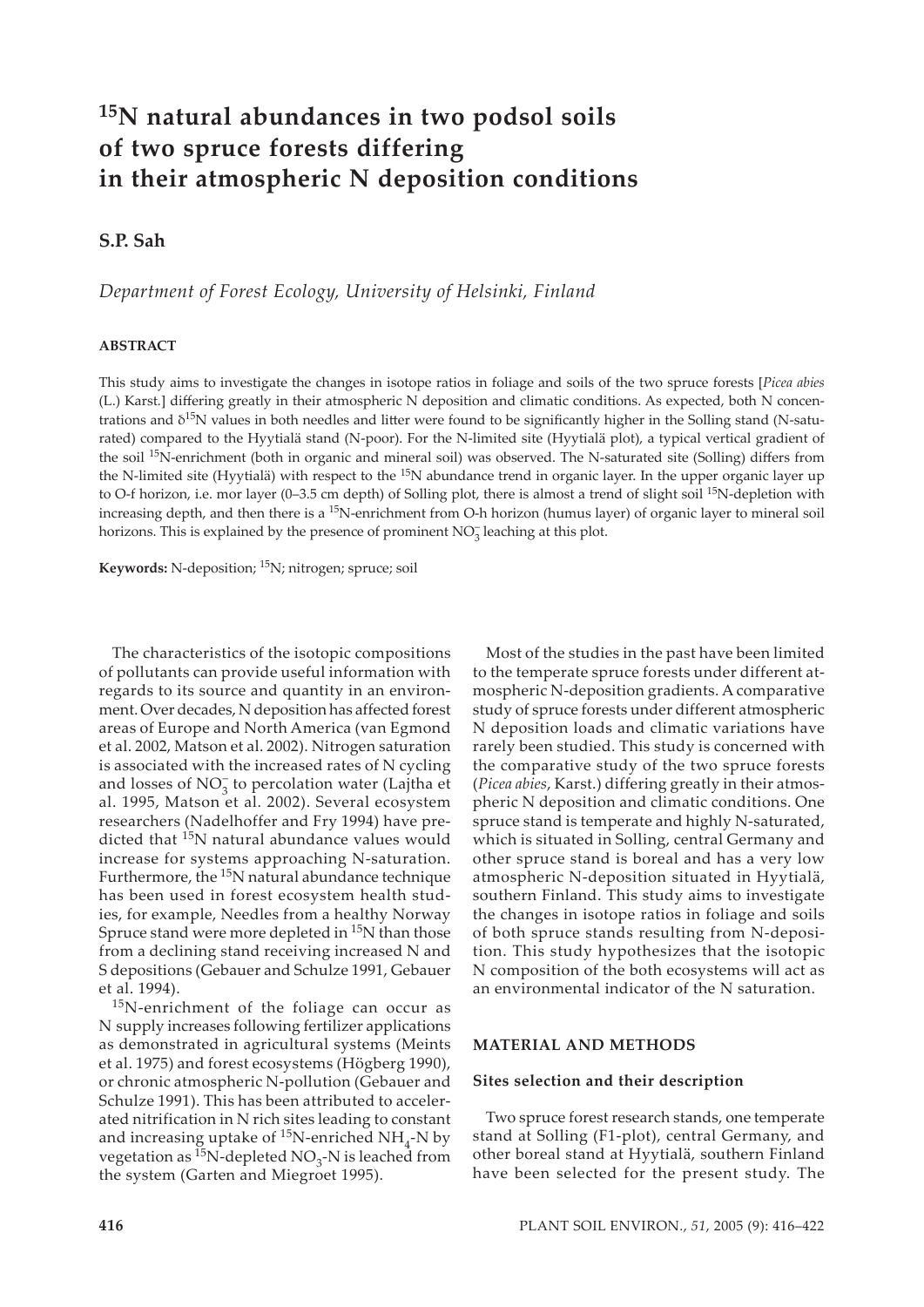# $^{15}N$ natural abundances in two podsol soils of two spruce forests differing in their atmospheric N deposition conditions

**S.P. Sah**

*Department of Forest Ecology, University of Helsinki, Finland*

**ABSTRACT**

This study aims to investigate the changes in isotope ratios in foliage and soils of the two spruce forests [*Picea abies* (L.) Karst.] differing greatly in their atmospheric N deposition and climatic conditions. As expected, both N concentrations and $\delta^{15}N$ values in both needles and litter were found to be significantly higher in the Solling stand (N-saturated) compared to the Hyytiälä stand (N-poor). For the N-limited site (Hyytiälä plot), a typical vertical gradient of the soil $^{15}N$-enrichment (both in organic and mineral soil) was observed. The N-saturated site (Solling) differs from the N-limited site (Hyytiälä) with respect to the $^{15}N$ abundance trend in organic layer. In the upper organic layer up to O-f horizon, i.e. mor layer (0–3.5 cm depth) of Solling plot, there is almost a trend of slight soil $^{15}N$-depletion with increasing depth, and then there is a $^{15}N$-enrichment from O-h horizon (humus layer) of organic layer to mineral soil horizons. This is explained by the presence of prominent $NO_3^-$ leaching at this plot.

**Keywords:** N-deposition; $^{15}N$; nitrogen; spruce; soil

The characteristics of the isotopic compositions of pollutants can provide useful information with regards to its source and quantity in an environment. Over decades, N deposition has affected forest areas of Europe and North America (van Egmond et al. 2002, Matson et al. 2002). Nitrogen saturation is associated with the increased rates of N cycling and losses of $NO_3^-$ to percolation water (Lajtha et al. 1995, Matson et al. 2002). Several ecosystem researchers (Nadelhoffer and Fry 1994) have predicted that $^{15}N$ natural abundance values would increase for systems approaching N-saturation. Furthermore, the $^{15}N$ natural abundance technique has been used in forest ecosystem health studies, for example, Needles from a healthy Norway Spruce stand were more depleted in $^{15}N$ than those from a declining stand receiving increased N and S depositions (Gebauer and Schulze 1991, Gebauer et al. 1994).

$^{15}N$-enrichment of the foliage can occur as N supply increases following fertilizer applications as demonstrated in agricultural systems (Meints et al. 1975) and forest ecosystems (Högberg 1990), or chronic atmospheric N-pollution (Gebauer and Schulze 1991). This has been attributed to accelerated nitrification in N rich sites leading to constant and increasing uptake of $^{15}N$-enriched $NH_4$-N by vegetation as $^{15}N$-depleted $NO_3$-N is leached from the system (Garten and Miegroet 1995).

Most of the studies in the past have been limited to the temperate spruce forests under different atmospheric N-deposition gradients. A comparative study of spruce forests under different atmospheric N deposition loads and climatic variations have rarely been studied. This study is concerned with the comparative study of the two spruce forests (*Picea abies*, Karst.) differing greatly in their atmospheric N deposition and climatic conditions. One spruce stand is temperate and highly N-saturated, which is situated in Solling, central Germany and other spruce stand is boreal and has a very low atmospheric N-deposition situated in Hyytiälä, southern Finland. This study aims to investigate the changes in isotope ratios in foliage and soils of both spruce stands resulting from N-deposition. This study hypothesizes that the isotopic N composition of the both ecosystems will act as an environmental indicator of the N saturation.

## MATERIAL AND METHODS

### Sites selection and their description

Two spruce forest research stands, one temperate stand at Solling (F1-plot), central Germany, and other boreal stand at Hyytiälä, southern Finland have been selected for the present study. The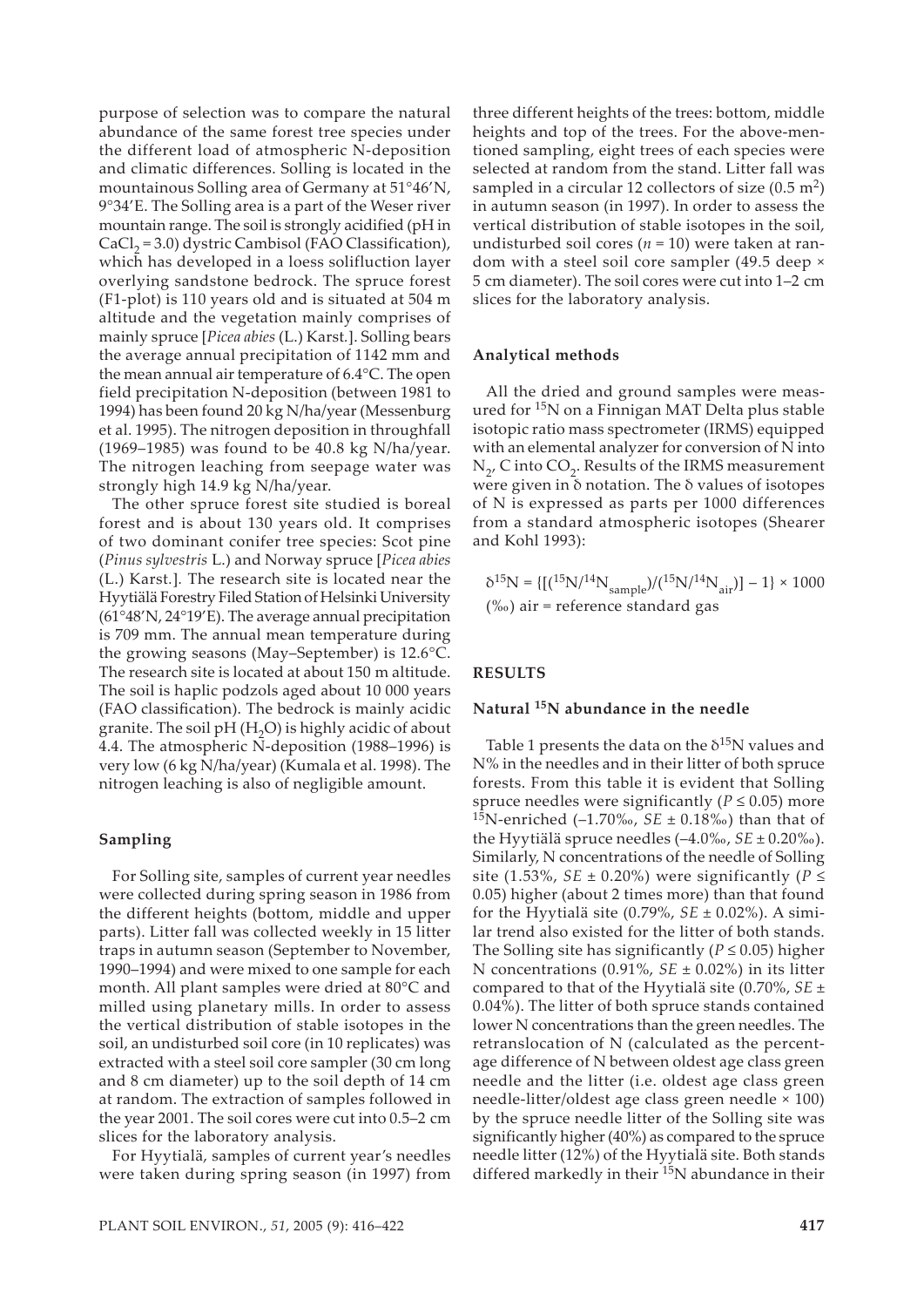purpose of selection was to compare the natural abundance of the same forest tree species under the different load of atmospheric N-deposition and climatic differences. Solling is located in the mountainous Solling area of Germany at 51°46′N, 9°34′E. The Solling area is a part of the Weser river mountain range. The soil is strongly acidified (pH in $CaCl_2$ = 3.0) dystric Cambisol (FAO Classification), which has developed in a loess solifluction layer overlying sandstone bedrock. The spruce forest (F1-plot) is 110 years old and is situated at 504 m altitude and the vegetation mainly comprises of mainly spruce [*Picea abies* (L.) Karst.]. Solling bears the average annual precipitation of 1142 mm and the mean annual air temperature of 6.4°C. The open field precipitation N-deposition (between 1981 to 1994) has been found 20 kg N/ha/year (Messenburg et al. 1995). The nitrogen deposition in throughfall (1969–1985) was found to be 40.8 kg N/ha/year. The nitrogen leaching from seepage water was strongly high 14.9 kg N/ha/year.

The other spruce forest site studied is boreal forest and is about 130 years old. It comprises of two dominant conifer tree species: Scot pine (*Pinus sylvestris* L.) and Norway spruce [*Picea abies* (L.) Karst.]. The research site is located near the Hyytiälä Forestry Filed Station of Helsinki University (61°48′N, 24°19′E). The average annual precipitation is 709 mm. The annual mean temperature during the growing seasons (May–September) is 12.6°C. The research site is located at about 150 m altitude. The soil is haplic podzols aged about 10 000 years (FAO classification). The bedrock is mainly acidic granite. The soil pH ($H_2O$) is highly acidic of about 4.4. The atmospheric N-deposition (1988–1996) is very low (6 kg N/ha/year) (Kumala et al. 1998). The nitrogen leaching is also of negligible amount.

### Sampling

For Solling site, samples of current year needles were collected during spring season in 1986 from the different heights (bottom, middle and upper parts). Litter fall was collected weekly in 15 litter traps in autumn season (September to November, 1990–1994) and were mixed to one sample for each month. All plant samples were dried at 80°C and milled using planetary mills. In order to assess the vertical distribution of stable isotopes in the soil, an undisturbed soil core (in 10 replicates) was extracted with a steel soil core sampler (30 cm long and 8 cm diameter) up to the soil depth of 14 cm at random. The extraction of samples followed in the year 2001. The soil cores were cut into 0.5–2 cm slices for the laboratory analysis.

For Hyytialä, samples of current year's needles were taken during spring season (in 1997) from three different heights of the trees: bottom, middle heights and top of the trees. For the above-mentioned sampling, eight trees of each species were selected at random from the stand. Litter fall was sampled in a circular 12 collectors of size (0.5 $m^2$) in autumn season (in 1997). In order to assess the vertical distribution of stable isotopes in the soil, undisturbed soil cores ($n$ = 10) were taken at random with a steel soil core sampler (49.5 deep × 5 cm diameter). The soil cores were cut into 1–2 cm slices for the laboratory analysis.

### Analytical methods

All the dried and ground samples were measured for $^{15}N$ on a Finnigan MAT Delta plus stable isotopic ratio mass spectrometer (IRMS) equipped with an elemental analyzer for conversion of N into $N_2$, C into $CO_2$. Results of the IRMS measurement were given in δ notation. The δ values of isotopes of N is expressed as parts per 1000 differences from a standard atmospheric isotopes (Shearer and Kohl 1993):

$$\delta^{15}N = \{[(^{15}N/^{14}N_{sample})/(^{15}N/^{14}N_{air})] - 1\} \times 1000$$

(‰) air = reference standard gas

## RESULTS

### Natural $^{15}N$ abundance in the needle

Table 1 presents the data on the $\delta^{15}N$ values and N% in the needles and in their litter of both spruce forests. From this table it is evident that Solling spruce needles were significantly ($P \leq 0.05$) more $^{15}N$-enriched (–1.70‰, $SE$ ± 0.18‰) than that of the Hyytiälä spruce needles (–4.0‰, $SE$ ± 0.20‰). Similarly, N concentrations of the needle of Solling site (1.53%, $SE$ ± 0.20%) were significantly ($P \leq 0.05$) higher (about 2 times more) than that found for the Hyytialä site (0.79%, $SE$ ± 0.02%). A similar trend also existed for the litter of both stands. The Solling site has significantly ($P \leq 0.05$) higher N concentrations (0.91%, $SE$ ± 0.02%) in its litter compared to that of the Hyytialä site (0.70%, $SE$ ± 0.04%). The litter of both spruce stands contained lower N concentrations than the green needles. The retranslocation of N (calculated as the percentage difference of N between oldest age class green needle and the litter (i.e. oldest age class green needle-litter/oldest age class green needle × 100) by the spruce needle litter of the Solling site was significantly higher (40%) as compared to the spruce needle litter (12%) of the Hyytialä site. Both stands differed markedly in their $^{15}N$ abundance in their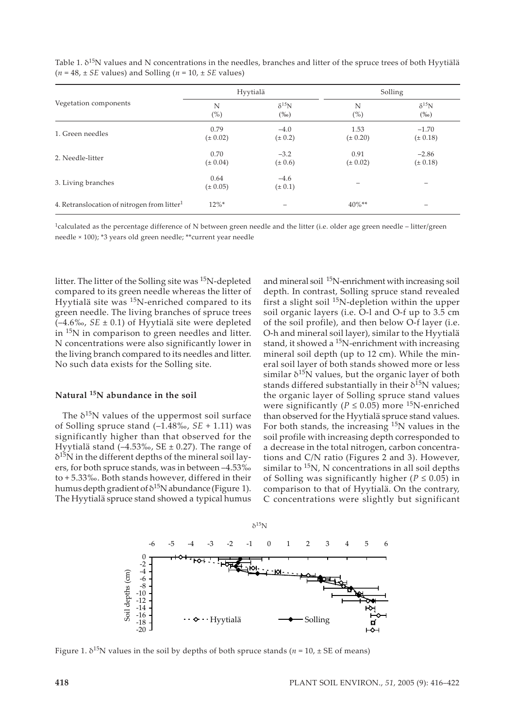Table 1. $\delta^{15}N$ values and N concentrations in the needles, branches and litter of the spruce trees of both Hyytiälä ($n$ = 48, ± *SE* values) and Solling ($n$ = 10, ± *SE* values)

| Vegetation components | Hyytiälä | | Solling | |
|---|---|---|---|---|
| | N (%) | $\delta^{15}N$ (‰) | N (%) | $\delta^{15}N$ (‰) |
| 1. Green needles | 0.79 (± 0.02) | –4.0 (± 0.2) | 1.53 (± 0.20) | –1.70 (± 0.18) |
| 2. Needle-litter | 0.70 (± 0.04) | –3.2 (± 0.6) | 0.91 (± 0.02) | –2.86 (± 0.18) |
| 3. Living branches | 0.64 (± 0.05) | –4.6 (± 0.1) | – | – |
| 4. Retranslocation of nitrogen from litter[1] | 12%* | – | 40%** | – |

[1]calculated as the percentage difference of N between green needle and the litter (i.e. older age green needle – litter/green needle × 100); *3 years old green needle; **current year needle

litter. The litter of the Solling site was $^{15}N$-depleted compared to its green needle whereas the litter of Hyytiälä site was $^{15}N$-enriched compared to its green needle. The living branches of spruce trees (–4.6‰, *SE* ± 0.1) of Hyytiälä site were depleted in $^{15}N$ in comparison to green needles and litter. N concentrations were also significantly lower in the living branch compared to its needles and litter. No such data exists for the Solling site.

## Natural $^{15}N$ abundance in the soil

The $\delta^{15}N$ values of the uppermost soil surface of Solling spruce stand (–1.48‰, *SE* + 1.11) was significantly higher than that observed for the Hyytiälä stand (–4.53‰, SE ± 0.27). The range of $\delta^{15}N$ in the different depths of the mineral soil layers, for both spruce stands, was in between –4.53‰ to + 5.33‰. Both stands however, differed in their humus depth gradient of $\delta^{15}N$ abundance (Figure 1). The Hyytiälä spruce stand showed a typical humus and mineral soil $^{15}N$-enrichment with increasing soil depth. In contrast, Solling spruce stand revealed first a slight soil $^{15}N$-depletion within the upper soil organic layers (i.e. O-l and O-f up to 3.5 cm of the soil profile), and then below O-f layer (i.e. O-h and mineral soil layer), similar to the Hyytiälä stand, it showed a $^{15}N$-enrichment with increasing mineral soil depth (up to 12 cm). While the mineral soil layer of both stands showed more or less similar $\delta^{15}N$ values, but the organic layer of both stands differed substantially in their $\delta^{15}N$ values; the organic layer of Solling spruce stand values were significantly ($P \leq 0.05$) more $^{15}N$-enriched than observed for the Hyytiälä spruce stand values. For both stands, the increasing $^{15}N$ values in the soil profile with increasing depth corresponded to a decrease in the total nitrogen, carbon concentrations and C/N ratio (Figures 2 and 3). However, similar to $^{15}N$, N concentrations in all soil depths of Solling was significantly higher ($P \leq 0.05$) in comparison to that of Hyytiälä. On the contrary, C concentrations were slightly but significant

Figure 1. $\delta^{15}N$ values in the soil by depths of both spruce stands ($n$ = 10, ± SE of means)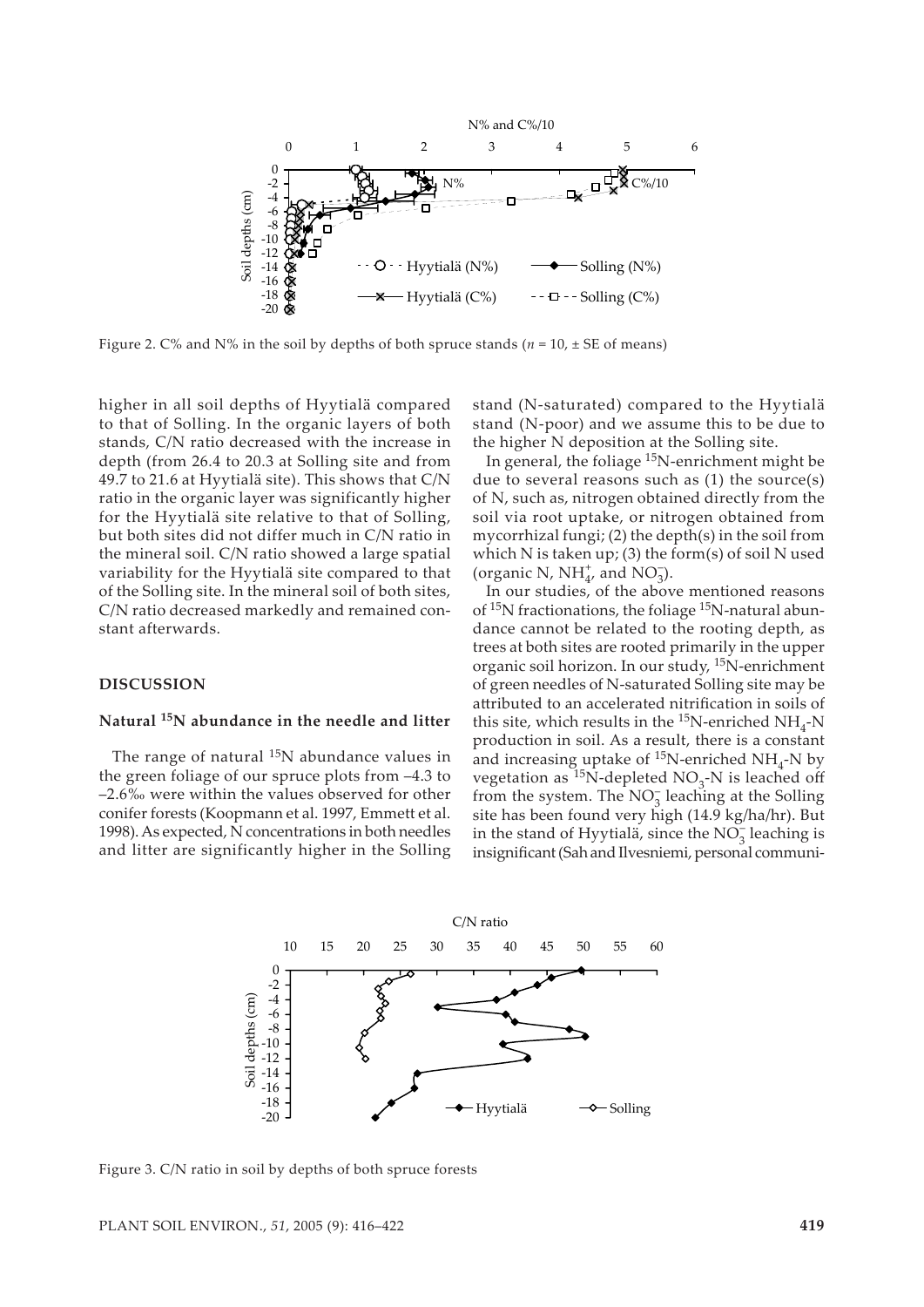Figure 2. C% and N% in the soil by depths of both spruce stands ($n$ = 10, ± SE of means)

higher in all soil depths of Hyytialä compared to that of Solling. In the organic layers of both stands, C/N ratio decreased with the increase in depth (from 26.4 to 20.3 at Solling site and from 49.7 to 21.6 at Hyytialä site). This shows that C/N ratio in the organic layer was significantly higher for the Hyytialä site relative to that of Solling, but both sites did not differ much in C/N ratio in the mineral soil. C/N ratio showed a large spatial variability for the Hyytialä site compared to that of the Solling site. In the mineral soil of both sites, C/N ratio decreased markedly and remained constant afterwards.

## DISCUSSION

### Natural $^{15}N$ abundance in the needle and litter

The range of natural $^{15}N$ abundance values in the green foliage of our spruce plots from –4.3 to –2.6‰ were within the values observed for other conifer forests (Koopmann et al. 1997, Emmett et al. 1998). As expected, N concentrations in both needles and litter are significantly higher in the Solling stand (N-saturated) compared to the Hyytialä stand (N-poor) and we assume this to be due to the higher N deposition at the Solling site.

In general, the foliage $^{15}N$-enrichment might be due to several reasons such as (1) the source(s) of N, such as, nitrogen obtained directly from the soil via root uptake, or nitrogen obtained from mycorrhizal fungi; (2) the depth(s) in the soil from which N is taken up; (3) the form(s) of soil N used (organic N, $NH_4^+$, and $NO_3^-$).

In our studies, of the above mentioned reasons of $^{15}N$ fractionations, the foliage $^{15}N$-natural abundance cannot be related to the rooting depth, as trees at both sites are rooted primarily in the upper organic soil horizon. In our study, $^{15}N$-enrichment of green needles of N-saturated Solling site may be attributed to an accelerated nitrification in soils of this site, which results in the $^{15}N$-enriched $NH_4$-N production in soil. As a result, there is a constant and increasing uptake of $^{15}N$-enriched $NH_4$-N by vegetation as $^{15}N$-depleted $NO_3$-N is leached off from the system. The $NO_3^-$ leaching at the Solling site has been found very high (14.9 kg/ha/hr). But in the stand of Hyytialä, since the $NO_3^-$ leaching is insignificant (Sah and Ilvesniemi, personal communi-

Figure 3. C/N ratio in soil by depths of both spruce forests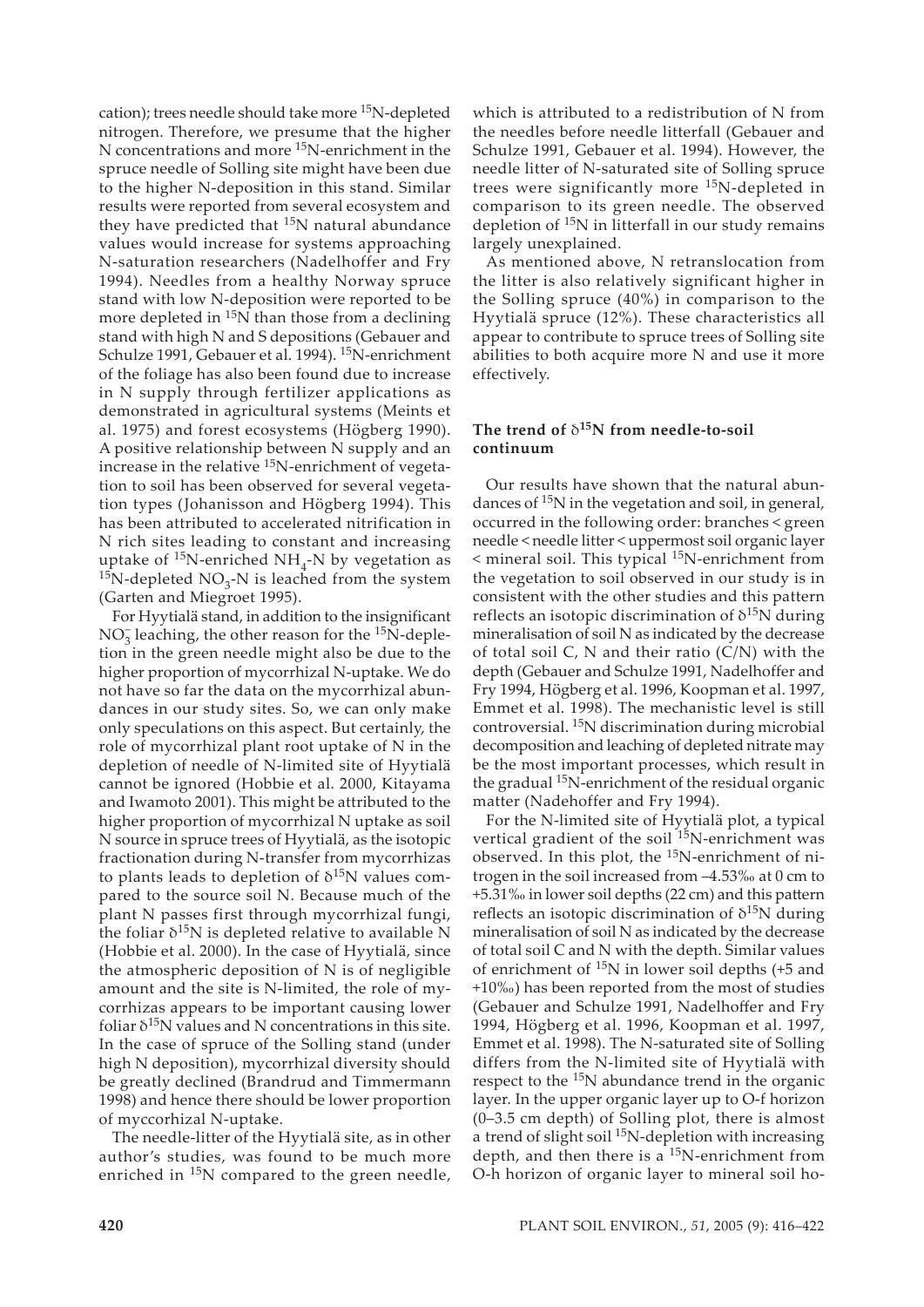cation); trees needle should take more $^{15}N$-depleted nitrogen. Therefore, we presume that the higher N concentrations and more $^{15}N$-enrichment in the spruce needle of Solling site might have been due to the higher N-deposition in this stand. Similar results were reported from several ecosystem and they have predicted that $^{15}N$ natural abundance values would increase for systems approaching N-saturation researchers (Nadelhoffer and Fry 1994). Needles from a healthy Norway spruce stand with low N-deposition were reported to be more depleted in $^{15}N$ than those from a declining stand with high N and S depositions (Gebauer and Schulze 1991, Gebauer et al. 1994). $^{15}N$-enrichment of the foliage has also been found due to increase in N supply through fertilizer applications as demonstrated in agricultural systems (Meints et al. 1975) and forest ecosystems (Högberg 1990). A positive relationship between N supply and an increase in the relative $^{15}N$-enrichment of vegetation to soil has been observed for several vegetation types (Johanisson and Högberg 1994). This has been attributed to accelerated nitrification in N rich sites leading to constant and increasing uptake of $^{15}N$-enriched $NH_4$-N by vegetation as $^{15}N$-depleted $NO_3$-N is leached from the system (Garten and Miegroet 1995).

For Hyytialä stand, in addition to the insignificant $NO_3^-$ leaching, the other reason for the $^{15}N$-depletion in the green needle might also be due to the higher proportion of mycorrhizal N-uptake. We do not have so far the data on the mycorrhizal abundances in our study sites. So, we can only make only speculations on this aspect. But certainly, the role of mycorrhizal plant root uptake of N in the depletion of needle of N-limited site of Hyytialä cannot be ignored (Hobbie et al. 2000, Kitayama and Iwamoto 2001). This might be attributed to the higher proportion of mycorrhizal N uptake as soil N source in spruce trees of Hyytialä, as the isotopic fractionation during N-transfer from mycorrhizas to plants leads to depletion of $\delta^{15}N$ values compared to the source soil N. Because much of the plant N passes first through mycorrhizal fungi, the foliar $\delta^{15}N$ is depleted relative to available N (Hobbie et al. 2000). In the case of Hyytialä, since the atmospheric deposition of N is of negligible amount and the site is N-limited, the role of mycorrhizas appears to be important causing lower foliar $\delta^{15}N$ values and N concentrations in this site. In the case of spruce of the Solling stand (under high N deposition), mycorrhizal diversity should be greatly declined (Brandrud and Timmermann 1998) and hence there should be lower proportion of myccorhizal N-uptake.

The needle-litter of the Hyytialä site, as in other author's studies, was found to be much more enriched in $^{15}N$ compared to the green needle, which is attributed to a redistribution of N from the needles before needle litterfall (Gebauer and Schulze 1991, Gebauer et al. 1994). However, the needle litter of N-saturated site of Solling spruce trees were significantly more $^{15}N$-depleted in comparison to its green needle. The observed depletion of $^{15}N$ in litterfall in our study remains largely unexplained.

As mentioned above, N retranslocation from the litter is also relatively significant higher in the Solling spruce (40%) in comparison to the Hyytialä spruce (12%). These characteristics all appear to contribute to spruce trees of Solling site abilities to both acquire more N and use it more effectively.

### The trend of $\delta^{15}N$ from needle-to-soil continuum

Our results have shown that the natural abundances of $^{15}N$ in the vegetation and soil, in general, occurred in the following order: branches < green needle < needle litter < uppermost soil organic layer < mineral soil. This typical $^{15}N$-enrichment from the vegetation to soil observed in our study is in consistent with the other studies and this pattern reflects an isotopic discrimination of $\delta^{15}N$ during mineralisation of soil N as indicated by the decrease of total soil C, N and their ratio (C/N) with the depth (Gebauer and Schulze 1991, Nadelhoffer and Fry 1994, Högberg et al. 1996, Koopman et al. 1997, Emmet et al. 1998). The mechanistic level is still controversial. $^{15}N$ discrimination during microbial decomposition and leaching of depleted nitrate may be the most important processes, which result in the gradual $^{15}N$-enrichment of the residual organic matter (Nadehoffer and Fry 1994).

For the N-limited site of Hyytialä plot, a typical vertical gradient of the soil $^{15}N$-enrichment was observed. In this plot, the $^{15}N$-enrichment of nitrogen in the soil increased from –4.53‰ at 0 cm to +5.31‰ in lower soil depths (22 cm) and this pattern reflects an isotopic discrimination of $\delta^{15}N$ during mineralisation of soil N as indicated by the decrease of total soil C and N with the depth. Similar values of enrichment of $^{15}N$ in lower soil depths (+5 and +10‰) has been reported from the most of studies (Gebauer and Schulze 1991, Nadelhoffer and Fry 1994, Högberg et al. 1996, Koopman et al. 1997, Emmet et al. 1998). The N-saturated site of Solling differs from the N-limited site of Hyytialä with respect to the $^{15}N$ abundance trend in the organic layer. In the upper organic layer up to O-f horizon (0–3.5 cm depth) of Solling plot, there is almost a trend of slight soil $^{15}N$-depletion with increasing depth, and then there is a $^{15}N$-enrichment from O-h horizon of organic layer to mineral soil ho-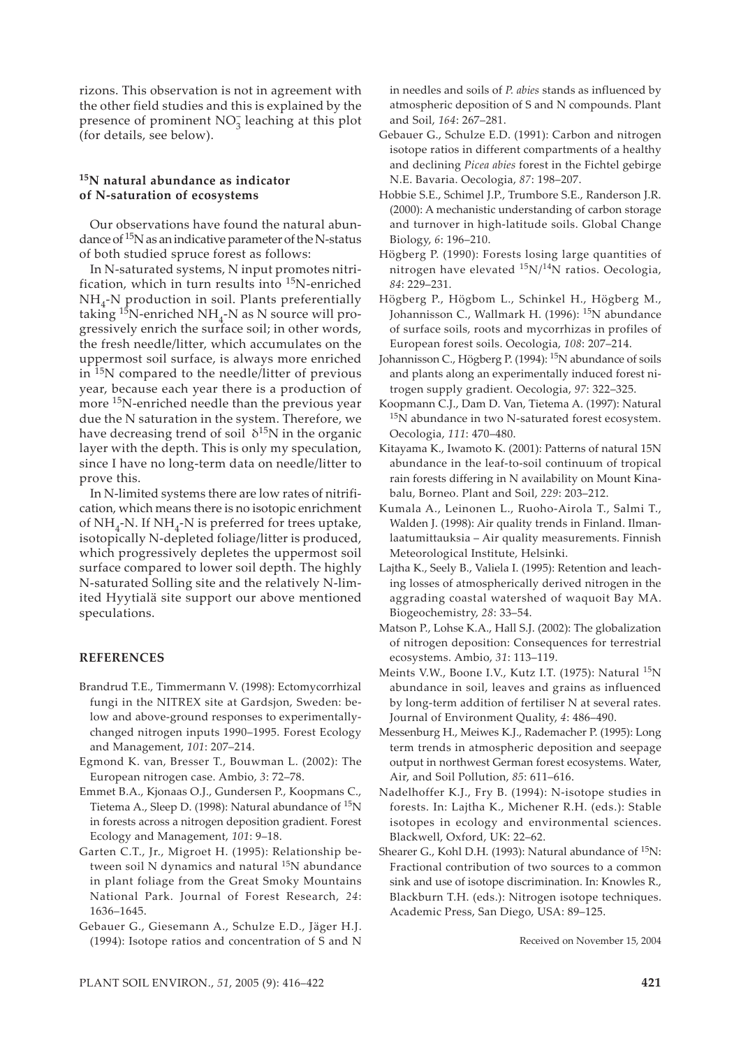rizons. This observation is not in agreement with the other field studies and this is explained by the presence of prominent $NO_3^-$ leaching at this plot (for details, see below).

### $^{15}N$ natural abundance as indicator of N-saturation of ecosystems

Our observations have found the natural abundance of $^{15}N$ as an indicative parameter of the N-status of both studied spruce forest as follows:

In N-saturated systems, N input promotes nitrification, which in turn results into $^{15}N$-enriched $NH_4$-N production in soil. Plants preferentially taking $^{15}N$-enriched $NH_4$-N as N source will progressively enrich the surface soil; in other words, the fresh needle/litter, which accumulates on the uppermost soil surface, is always more enriched in $^{15}N$ compared to the needle/litter of previous year, because each year there is a production of more $^{15}N$-enriched needle than the previous year due the N saturation in the system. Therefore, we have decreasing trend of soil $\delta^{15}N$ in the organic layer with the depth. This is only my speculation, since I have no long-term data on needle/litter to prove this.

In N-limited systems there are low rates of nitrification, which means there is no isotopic enrichment of $NH_4$-N. If $NH_4$-N is preferred for trees uptake, isotopically N-depleted foliage/litter is produced, which progressively depletes the uppermost soil surface compared to lower soil depth. The highly N-saturated Solling site and the relatively N-limited Hyytialä site support our above mentioned speculations.

## REFERENCES

Brandrud T.E., Timmermann V. (1998): Ectomycorrhizal fungi in the NITREX site at Gardsjon, Sweden: below and above-ground responses to experimentally-changed nitrogen inputs 1990–1995. Forest Ecology and Management, *101*: 207–214.

Egmond K. van, Bresser T., Bouwman L. (2002): The European nitrogen case. Ambio, *3*: 72–78.

Emmet B.A., Kjonaas O.J., Gundersen P., Koopmans C., Tietema A., Sleep D. (1998): Natural abundance of $^{15}N$ in forests across a nitrogen deposition gradient. Forest Ecology and Management, *101*: 9–18.

Garten C.T., Jr., Migroet H. (1995): Relationship between soil N dynamics and natural $^{15}N$ abundance in plant foliage from the Great Smoky Mountains National Park. Journal of Forest Research, *24*: 1636–1645.

Gebauer G., Giesemann A., Schulze E.D., Jäger H.J. (1994): Isotope ratios and concentration of S and N in needles and soils of *P. abies* stands as influenced by atmospheric deposition of S and N compounds. Plant and Soil, *164*: 267–281.

Gebauer G., Schulze E.D. (1991): Carbon and nitrogen isotope ratios in different compartments of a healthy and declining *Picea abies* forest in the Fichtel gebirge N.E. Bavaria. Oecologia, *87*: 198–207.

Hobbie S.E., Schimel J.P., Trumbore S.E., Randerson J.R. (2000): A mechanistic understanding of carbon storage and turnover in high-latitude soils. Global Change Biology, *6*: 196–210.

Högberg P. (1990): Forests losing large quantities of nitrogen have elevated $^{15}N/^{14}N$ ratios. Oecologia, *84*: 229–231.

Högberg P., Högbom L., Schinkel H., Högberg M., Johannisson C., Wallmark H. (1996): $^{15}N$ abundance of surface soils, roots and mycorrhizas in profiles of European forest soils. Oecologia, *108*: 207–214.

Johannisson C., Högberg P. (1994): $^{15}N$ abundance of soils and plants along an experimentally induced forest nitrogen supply gradient. Oecologia, *97*: 322–325.

Koopmann C.J., Dam D. Van, Tietema A. (1997): Natural $^{15}N$ abundance in two N-saturated forest ecosystem. Oecologia, *111*: 470–480.

Kitayama K., Iwamoto K. (2001): Patterns of natural 15N abundance in the leaf-to-soil continuum of tropical rain forests differing in N availability on Mount Kinabalu, Borneo. Plant and Soil, *229*: 203–212.

Kumala A., Leinonen L., Ruoho-Airola T., Salmi T., Walden J. (1998): Air quality trends in Finland. Ilmanlaatumittauksia – Air quality measurements. Finnish Meteorological Institute, Helsinki.

Lajtha K., Seely B., Valiela I. (1995): Retention and leaching losses of atmospherically derived nitrogen in the aggrading coastal watershed of waquoit Bay MA. Biogeochemistry, *28*: 33–54.

Matson P., Lohse K.A., Hall S.J. (2002): The globalization of nitrogen deposition: Consequences for terrestrial ecosystems. Ambio, *31*: 113–119.

Meints V.W., Boone I.V., Kutz I.T. (1975): Natural $^{15}N$ abundance in soil, leaves and grains as influenced by long-term addition of fertiliser N at several rates. Journal of Environment Quality, *4*: 486–490.

Messenburg H., Meiwes K.J., Rademacher P. (1995): Long term trends in atmospheric deposition and seepage output in northwest German forest ecosystems. Water, Air, and Soil Pollution, *85*: 611–616.

Nadelhoffer K.J., Fry B. (1994): N-isotope studies in forests. In: Lajtha K., Michener R.H. (eds.): Stable isotopes in ecology and environmental sciences. Blackwell, Oxford, UK: 22–62.

Shearer G., Kohl D.H. (1993): Natural abundance of $^{15}N$: Fractional contribution of two sources to a common sink and use of isotope discrimination. In: Knowles R., Blackburn T.H. (eds.): Nitrogen isotope techniques. Academic Press, San Diego, USA: 89–125.

Received on November 15, 2004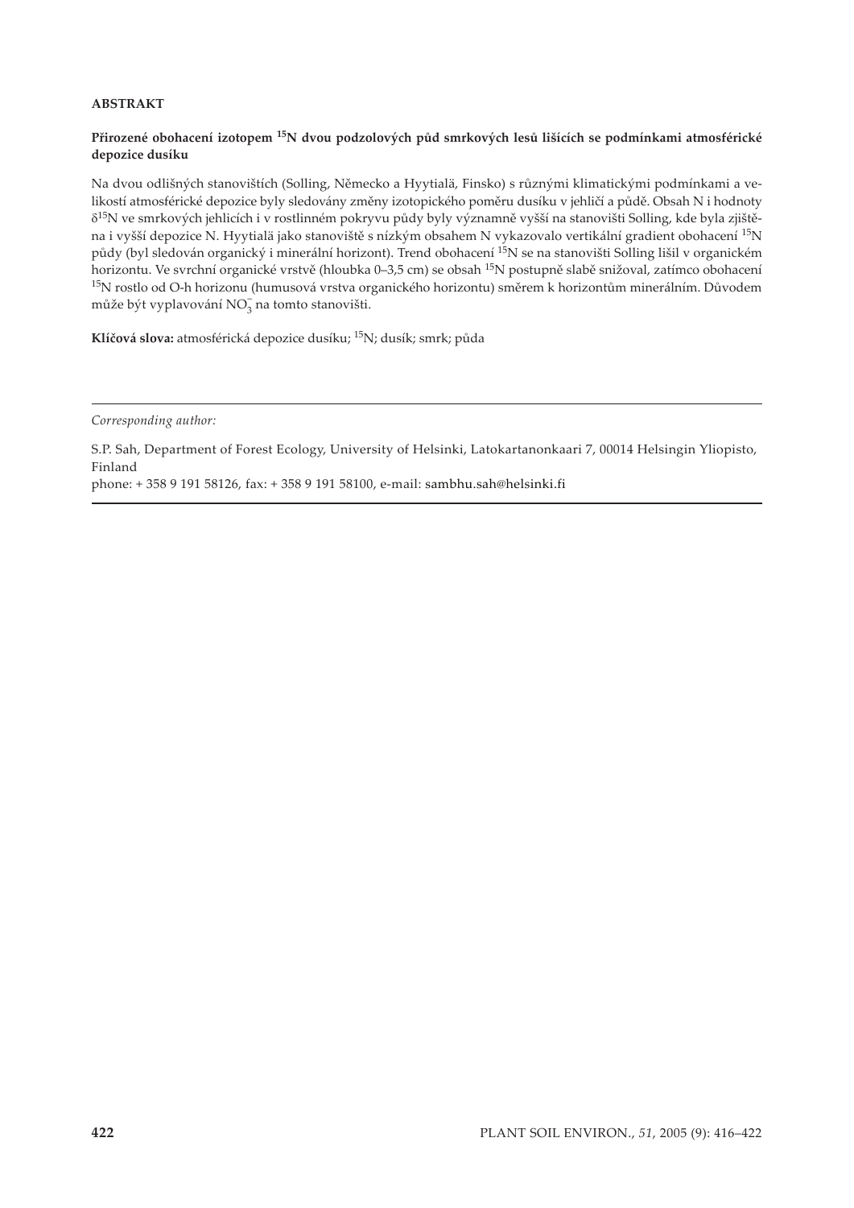**ABSTRAKT**

**Přirozené obohacení izotopem $^{15}N$ dvou podzolových půd smrkových lesů lišících se podmínkami atmosférické depozice dusíku**

Na dvou odlišných stanovištích (Solling, Německo a Hyytialä, Finsko) s různými klimatickými podmínkami a velikostí atmosférické depozice byly sledovány změny izotopického poměru dusíku v jehličí a půdě. Obsah N i hodnoty $\delta^{15}N$ ve smrkových jehlicích i v rostlinném pokryvu půdy byly významně vyšší na stanovišti Solling, kde byla zjištěna i vyšší depozice N. Hyytialä jako stanoviště s nízkým obsahem N vykazovalo vertikální gradient obohacení $^{15}N$ půdy (byl sledován organický i minerální horizont). Trend obohacení $^{15}N$ se na stanovišti Solling lišil v organickém horizontu. Ve svrchní organické vrstvě (hloubka 0–3,5 cm) se obsah $^{15}N$ postupně slabě snižoval, zatímco obohacení $^{15}N$ rostlo od O-h horizonu (humusová vrstva organického horizontu) směrem k horizontům minerálním. Důvodem může být vyplavování $NO_3^-$ na tomto stanovišti.

**Klíčová slova:** atmosférická depozice dusíku; $^{15}N$; dusík; smrk; půda

---

*Corresponding author:*

S.P. Sah, Department of Forest Ecology, University of Helsinki, Latokartanonkaari 7, 00014 Helsingin Yliopisto, Finland
phone: + 358 9 191 58126, fax: + 358 9 191 58100, e-mail: sambhu.sah@helsinki.fi